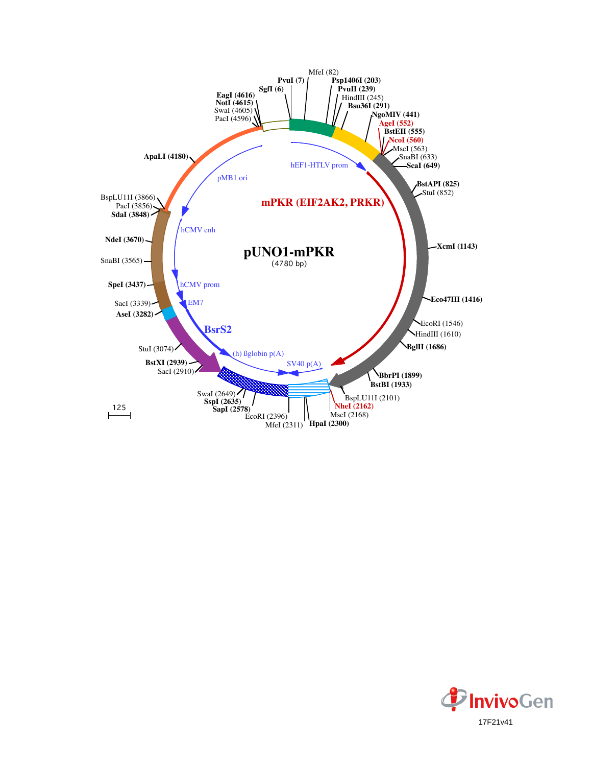# pUNO1-mPKR

(4780 bp)

PvuI (7)
SgfI (6)
MfeI (82)
Psp1406I (203)
PvuII (239)
HindIII (245)
Bsu36I (291)
NgoMIV (441)
AgeI (552)
BstEII (555)
NcoI (560)
MscI (563)
SnaBI (633)
ScaI (649)
BstAPI (825)
StuI (852)
XcmI (1143)
Eco47III (1416)
EcoRI (1546)
HindIII (1610)
BglII (1686)
BbrPI (1899)
BstBI (1933)
BspLU11I (2101)
NheI (2162)
MscI (2168)
HpaI (2300)
MfeI (2311)
EcoRI (2396)
SapI (2578)
SspI (2635)
SwaI (2649)
SacI (2910)
BstXI (2939)
StuI (3074)
AseI (3282)
SacI (3339)
SpeI (3437)
SnaBI (3565)
NdeI (3670)
SdaI (3848)
PacI (3856)
BspLU11I (3866)
ApaLI (4180)
PacI (4596)
SwaI (4605)
NotI (4615)
EagI (4616)

hEF1-HTLV prom
mPKR (EIF2AK2, PRKR)
SV40 p(A)
(h) ßglobin p(A)
BsrS2
EM7
hCMV prom
hCMV enh
pMB1 ori

125

17F21v41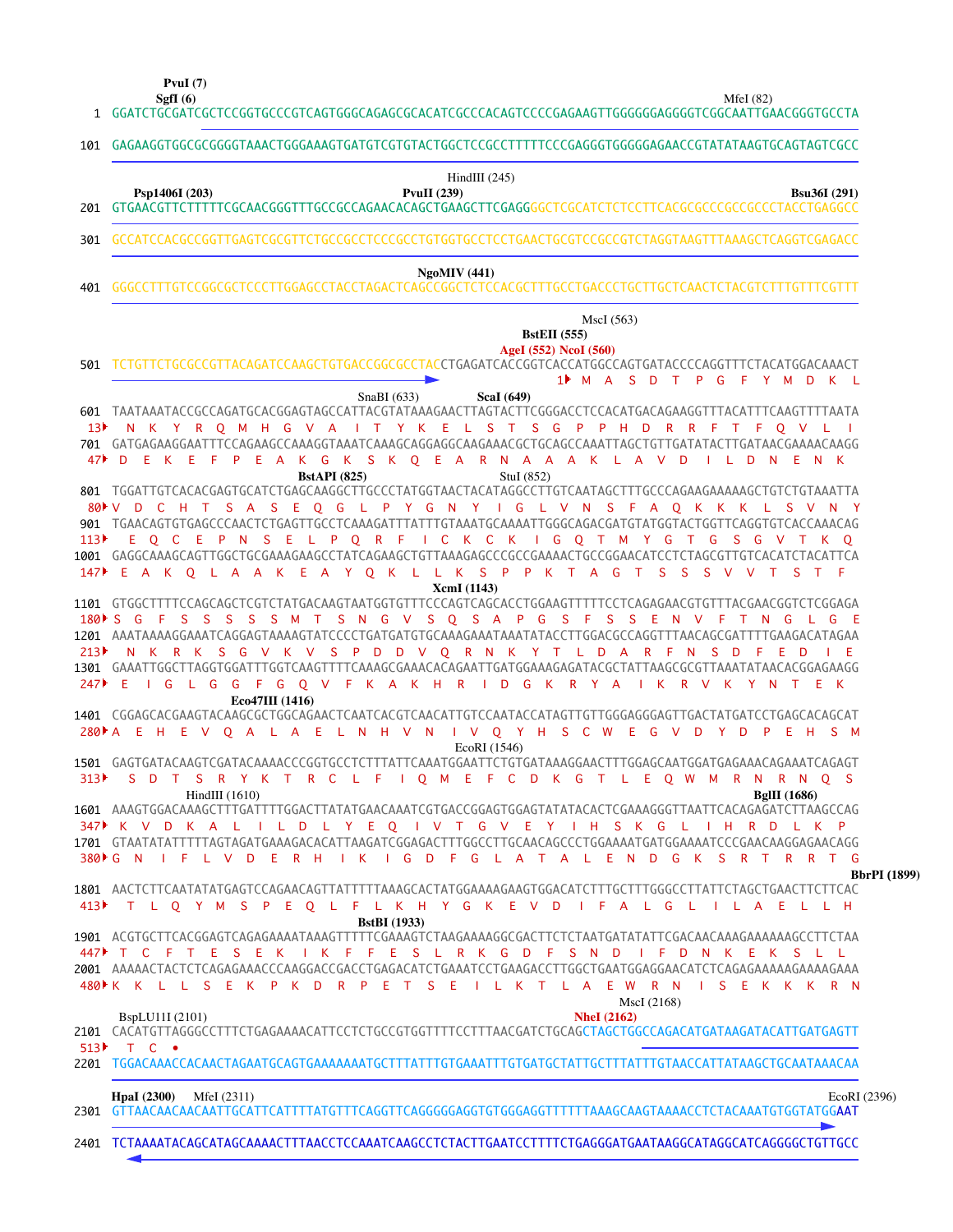```
                 PvuI (7)
                SgfI (6)                                                                                  MfeI (82)
   1  GGATCTGCGATCGCTCCGGTGCCCGTCAGTGGGCAGAGCGCACATCGCCCACAGTCCCCGAGAAGTTGGGGGGAGGGGTCGGCAATTGAACGGGTGCCTA

 101  GAGAAGGTGGCGCGGGGTAAACTGGGAAAGTGATGTCGTGTACTGGCTCCGCCTTTTTCCCGAGGGTGGGGGAGAACCGTATATAAGTGCAGTAGTCGCC

                                                         HindIII (245)
      Psp1406I (203)                    PvuII (239)                                                  Bsu36I (291)
 201  GTGAACGTTCTTTTTCGCAACGGGTTTGCCGCCAGAACACAGCTGAAGCTTCGAGGGGCTCGCATCTCTCCTTCACGCGCCCGCCGCCCTACCTGAGGCC

 301  GCCATCCACGCCGGTTGAGTCGCGTTCTGCCGCCTCCCGCCTGTGGTGCCTCCTGAACTGCGTCCGCCGTCTAGGTAAGTTTAAAGCTCAGGTCGAGACC

                                                   NgoMIV (441)
 401  GGGCCTTTGTCCGGCGCTCCCTTGGAGCCTACCTAGACTCAGCCGGCTCTCCACGCTTTGCCTGACCCTGCTTGCTCAACTCTACGTCTTTGTTTCGTTT

                                                                               MscI (563)
                                                                       BstEII (555)
                                                                 AgeI (552) NcoI (560)
 501  TCTGTTCTGCGCCGTTACAGATCCAAGCTGTGACCGGCGCCTACCTGAGATCACCGGTCACCATGGCCAGTGATACCCCAGGTTTCTACATGGACAAACT
                                                                       1▸ M  A  S  D  T  P  G  F  Y  M  D  K  L
                                             SnaBI (633)         ScaI (649)
 601  TAATAAATACCGCCAGATGCACGGAGTAGCCATTACGTATAAAGAACTTAGTACTTCGGGACCTCCACATGACAGAAGGTTTACATTTCAAGTTTTAATA
  13▸   N  K  Y  R  Q  M  H  G  V  A  I  T  Y  K  E  L  S  T  S  G  P  P  H  D  R  R  F  T  F  Q  V  L  I
 701  GATGAGAAGGAATTTCCAGAAGCCAAAGGTAAATCAAAGCAGGAGGCAAGAAACGCTGCAGCCAAATTAGCTGTTGATATACTTGATAACGAAAACAAGG
  47▸ D  E  K  E  F  P  E  A  K  G  K  S  K  Q  E  A  R  N  A  A  A  K  L  A  V  D  I  L  D  N  E  N  K
                                   BstAPI (825)                             StuI (852)
 801  TGGATTGTCACACGAGTGCATCTGAGCAAGGCTTGCCCTATGGTAACTACATAGGCCTTGTCAATAGCTTTGCCCAGAAGAAAAAGCTGTCTGTAAATTA
  80▸ V  D  C  H  T  S  A  S  E  Q  G  L  P  Y  G  N  Y  I  G  L  V  N  S  F  A  Q  K  K  K  L  S  V  N  Y
 901  TGAACAGTGTGAGCCCAACTCTGAGTTGCCTCAAAGATTTATTTGTAAATGCAAAATTGGGCAGACGATGTATGGTACTGGTTCAGGTGTCACCAAACAG
 113▸   E  Q  C  E  P  N  S  E  L  P  Q  R  F  I  C  K  C  K  I  G  Q  T  M  Y  G  T  G  S  G  V  T  K  Q
1001  GAGGCAAAGCAGTTGGCTGCGAAAGAAGCCTATCAGAAGCTGTTAAAGAGCCCGCCGAAAACTGCCGGAACATCCTCTAGCGTTGTCACATCTACATTCA
 147▸   E  A  K  Q  L  A  A  K  E  A  Y  Q  K  L  L  K  S  P  P  K  T  A  G  T  S  S  S  V  V  T  S  T  F
                                                              XcmI (1143)
1101  GTGGCTTTTCCAGCAGCTCGTCTATGACAAGTAATGGTGTTTCCCAGTCAGCACCTGGAAGTTTTTCCTCAGAGAACGTGTTTACGAACGGTCTCGGAGA
 180▸ S  G  F  S  S  S  S  S  M  T  S  N  G  V  S  Q  S  A  P  G  S  F  S  S  E  N  V  F  T  N  G  L  G  E
1201  AAATAAAAGGAAATCAGGAGTAAAAGTATCCCCTGATGATGTGCAAAGAAATAAATATACCTTGGACGCCAGGTTTAACAGCGATTTTGAAGACATAGAA
 213▸   N  K  R  K  S  G  V  K  V  S  P  D  D  V  Q  R  N  K  Y  T  L  D  A  R  F  N  S  D  F  E  D  I  E
1301  GAAATTGGCTTAGGTGGATTTGGTCAAGTTTTCAAAGCGAAACACAGAATTGATGGAAAGAGATACGCTATTAAGCGCGTTAAATATAACACGGAGAAGG
 247▸   E  I  G  L  G  G  F  G  Q  V  F  K  A  K  H  R  I  D  G  K  R  Y  A  I  K  R  V  K  Y  N  T  E  K
                         Eco47III (1416)
1401  CGGAGCACGAAGTACAAGCGCTGGCAGAACTCAATCACGTCAACATTGTCCAATACCATAGTTGTTGGGAGGGAGTTGACTATGATCCTGAGCACAGCAT
 280▸ A  E  H  E  V  Q  A  L  A  E  L  N  H  V  N  I  V  Q  Y  H  S  C  W  E  G  V  D  Y  D  P  E  H  S  M
                                                     EcoRI (1546)
1501  GAGTGATACAAGTCGATACAAAACCCGGTGCCTCTTTATTCAAATGGAATTCTGTGATAAAGGAACTTTGGAGCAATGGATGAGAAACAGAAATCAGAGT
 313▸   S  D  T  S  R  Y  K  T  R  C  L  F  I  Q  M  E  F  C  D  K  G  T  L  E  Q  W  M  R  N  R  N  Q  S
                    HindIII (1610)                                                                 BglII (1686)
1601  AAAGTGGACAAAGCTTTGATTTTGGACTTATATGAACAAATCGTGACCGGAGTGGAGTATATACACTCGAAAGGGTTAATTCACAGAGATCTTAAGCCAG
 347▸   K  V  D  K  A  L  I  L  D  L  Y  E  Q  I  V  T  G  V  E  Y  I  H  S  K  G  L  I  H  R  D  L  K  P
1701  GTAATATATTTTTAGTAGATGAAAGACACATTAAGATCGGAGACTTTGGCCTTGCAACAGCCCTGGAAAATGATGGAAAATCCCGAACAAGGAGAACAGG
 380▸ G  N  I  F  L  V  D  E  R  H  I  K  I  G  D  F  G  L  A  T  A  L  E  N  D  G  K  S  R  T  R  R  T  G
                                                                                                      BbrPI (1899)
1801  AACTCTTCAATATATGAGTCCAGAACAGTTATTTTTAAAGCACTATGGAAAAGAAGTGGACATCTTTGCTTTGGGCCTTATTCTAGCTGAACTTCTTCAC
 413▸   T  L  Q  Y  M  S  P  E  Q  L  F  L  K  H  Y  G  K  E  V  D  I  F  A  L  G  L  I  L  A  E  L  L  H
                                     BstBI (1933)
1901  ACGTGCTTCACGGAGTCAGAGAAAATAAAGTTTTTCGAAAGTCTAAGAAAAGGCGACTTCTCTAATGATATATTCGACAACAAAGAAAAAAGCCTTCTAA
 447▸   T  C  F  T  E  S  E  K  I  K  F  F  E  S  L  R  K  G  D  F  S  N  D  I  F  D  N  K  E  K  S  L  L
2001  AAAAACTACTCTCAGAGAAACCCAAGGACCGACCTGAGACATCTGAAATCCTGAAGACCTTGGCTGAATGGAGGAACATCTCAGAGAAAAAGAAAAGAAA
 480▸ K  K  L  L  S  E  K  P  K  D  R  P  E  T  S  E  I  L  K  T  L  A  E  W  R  N  I  S  E  K  K  K  R  N
                                                                                     MscI (2168)
    BspLU11I (2101)                                                      NheI (2162)
2101  CACATGTTAGGGCCTTTCTGAGAAAACATTCCTCTGCCGTGGTTTTCCTTTAACGATCTGCAGCTAGCTGGCCAGACATGATAAGATACATTGATGAGTT
 513▸   T  C  •

2201  TGGACAAACCACAACTAGAATGCAGTGAAAAAAATGCTTTATTTGTGAAATTTGTGATGCTATTGCTTTATTTGTAACCATTATAAGCTGCAATAAACAA

      HpaI (2300)    MfeI (2311)                                                                    EcoRI (2396)
2301  GTTAACAACAACAATTGCATTCATTTTATGTTTCAGGTTCAGGGGGAGGTGTGGGAGGTTTTTTAAAGCAAGTAAAACCTCTACAAATGTGGTATGGAAT

2401  TCTAAAATACAGCATAGCAAAACTTTAACCTCCAAATCAAGCCTCTACTTGAATCCTTTTCTGAGGGATGAATAAGGCATAGGCATCAGGGGCTGTTGCC
```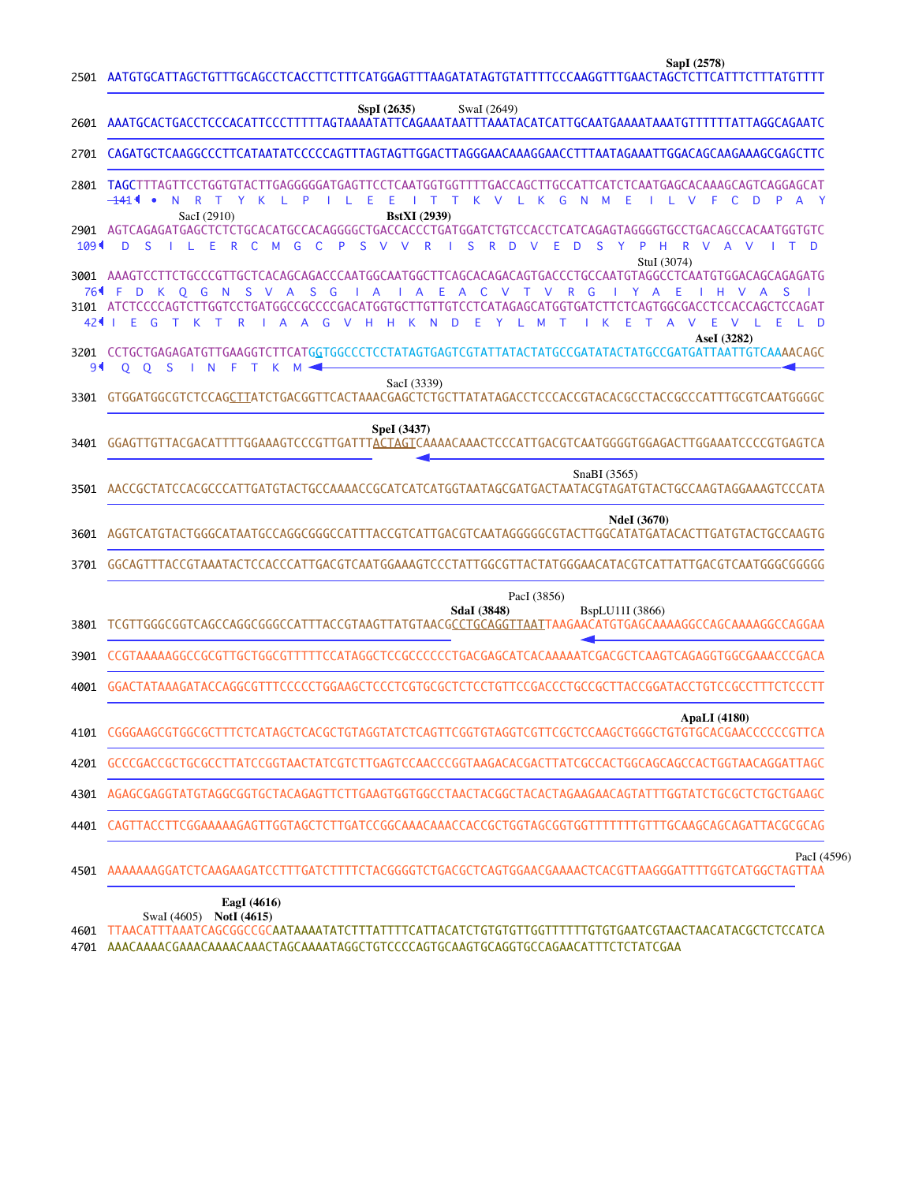```
                                                                                                            SapI (2578)
2501 AATGTGCATTAGCTGTTTGCAGCCTCACCTTCTTTCATGGAGTTTAAGATATAGTGTATTTTCCCAAGGTTTGAACTAGCTCTTCATTTCTTTATGTTTT

                                              SspI (2635)          SwaI (2649)
2601 AAATGCACTGACCTCCCACATTCCCTTTTTAGTAAAATATTCAGAAATAATTTAAATACATCATTGCAATGAAAATAAATGTTTTTTATTAGGCAGAATC

2701 CAGATGCTCAAGGCCCTTCATAATATCCCCCAGTTTAGTAGTTGGACTTAGGGAACAAAGGAACCTTTAATAGAAATTGGACAGCAAGAAAGCGAGCTTC

2801 TAGCTTTAGTTCCTGGTGTACTTGAGGGGGATGAGTTCCTCAATGGTGGTTTTGACCAGCTTGCCATTCATCTCAATGAGCACAAAGCAGTCAGGAGCAT
 141◄  •  N  R  T  Y  K  L  P  I  L  E  E  I  T  T  K  V  L  K  G  N  M  E  I  L  V  F  C  D  P  A  Y
                SacI (2910)                BstXI (2939)
2901 AGTCAGAGATGAGCTCTCTGCACATGCCACAGGGGCTGACCACCCTGATGGATCTGTCCACCTCATCAGAGTAGGGGTGCCTGACAGCCACAATGGTGTC
 109◄  D  S  I  L  E  R  C  M  G  C  P  S  V  V  R  I  S  R  D  V  E  D  S  Y  P  H  R  V  A  V  I  T  D
                                                                                   StuI (3074)
3001 AAAGTCCTTCTGCCCGTTGCTCACAGCAGACCCAATGGCAATGGCTTCAGCACAGACAGTGACCCTGCCAATGTAGGCCTCAATGTGGACAGCAGAGATG
  76◄  F  D  K  Q  G  N  S  V  A  S  G  I  A  I  A  E  A  C  V  T  V  R  G  I  Y  A  E  I  H  V  A  S  I
3101 ATCTCCCCAGTCTTGGTCCTGATGGCCGCCCCGACATGGTGCTTGTTGTCCTCATAGAGCATGGTGATCTTCTCAGTGGCGACCTCCACCAGCTCCAGAT
  42◄  I  E  G  T  K  T  R  I  A  A  G  V  H  H  K  N  D  E  Y  L  M  T  I  K  E  T  A  V  E  V  L  E  L  D
                                                                                              AseI (3282)
3201 CCTGCTGAGAGATGTTGAAGGTCTTCATGGTGGCCCTCCTATAGTGAGTCGTATTATACTATGCCGATATACTATGCCGATGATTAATTGTCAAAACAGC
   9◄  Q  Q  S  I  N  F  T  K  M ◄
                                            SacI (3339)
3301 GTGGATGGCGTCTCCAGCTTATCTGACGGTTCACTAAACGAGCTCTGCTTATATAGACCTCCCACCGTACACGCCTACCGCCCATTTGCGTCAATGGGGC

                                    SpeI (3437)
3401 GGAGTTGTTACGACATTTTGGAAAGTCCCGTTGATTTACTAGTCAAAACAAACTCCCATTGACGTCAATGGGGTGGAGACTTGGAAATCCCCGTGAGTCA

                                                                           SnaBI (3565)
3501 AACCGCTATCCACGCCCATTGATGTACTGCCAAAACCGCATCATCATGGTAATAGCGATGACTAATACGTAGATGTACTGCCAAGTAGGAAAGTCCCATA

                                                                                NdeI (3670)
3601 AGGTCATGTACTGGGCATAATGCCAGGCGGGCCATTTACCGTCATTGACGTCAATAGGGGGCGTACTTGGCATATGATACACTTGATGTACTGCCAAGTG

3701 GGCAGTTTACCGTAAATACTCCACCCATTGACGTCAATGGAAAGTCCCTATTGGCGTTACTATGGGAACATACGTCATTATTGACGTCAATGGGCGGGGG

                                                                    PacI (3856)
                                                      SdaI (3848)              BspLU11I (3866)
3801 TCGTTGGGCGGTCAGCCAGGCGGGCCATTTACCGTAAGTTATGTAACGCCTGCAGGTTAATTAAGAACATGTGAGCAAAAGGCCAGCAAAAGGCCAGGAA

3901 CCGTAAAAAGGCCGCGTTGCTGGCGTTTTTCCATAGGCTCCGCCCCCCTGACGAGCATCACAAAAATCGACGCTCAAGTCAGAGGTGGCGAAACCCGACA

4001 GGACTATAAAGATACCAGGCGTTTCCCCCTGGAAGCTCCCTCGTGCGCTCTCCTGTTCCGACCCTGCCGCTTACCGGATACCTGTCCGCCTTTCTCCCTT

                                                                                     ApaLI (4180)
4101 CGGGAAGCGTGGCGCTTTCTCATAGCTCACGCTGTAGGTATCTCAGTTCGGTGTAGGTCGTTCGCTCCAAGCTGGGCTGTGTGCACGAACCCCCCGTTCA

4201 GCCCGACCGCTGCGCCTTATCCGGTAACTATCGTCTTGAGTCCAACCCGGTAAGACACGACTTATCGCCACTGGCAGCAGCCACTGGTAACAGGATTAGC

4301 AGAGCGAGGTATGTAGGCGGTGCTACAGAGTTCTTGAAGTGGTGGCCTAACTACGGCTACACTAGAAGAACAGTATTTGGTATCTGCGCTCTGCTGAAGC

4401 CAGTTACCTTCGGAAAAAGAGTTGGTAGCTCTTGATCCGGCAAACAAACCACCGCTGGTAGCGGTGGTTTTTTTGTTTGCAAGCAGCAGATTACGCGCAG

                                                                                                          PacI (4596)
4501 AAAAAAAGGATCTCAAGAAGATCCTTTGATCTTTTCTACGGGGTCTGACGCTCAGTGGAACGAAAACTCACGTTAAGGGATTTTGGTCATGGCTAGTTAA

                    EagI (4616)
         SwaI (4605)   NotI (4615)
4601 TTAACATTTAAATCAGCGGCCGCAATAAAATATCTTTATTTTCATTACATCTGTGTGTTGGTTTTTTGTGTGAATCGTAACTAACATACGCTCTCCATCA
4701 AAACAAAACGAAACAAAACAAACTAGCAAAATAGGCTGTCCCCAGTGCAAGTGCAGGTGCCAGAACATTTCTCTATCGAA
```